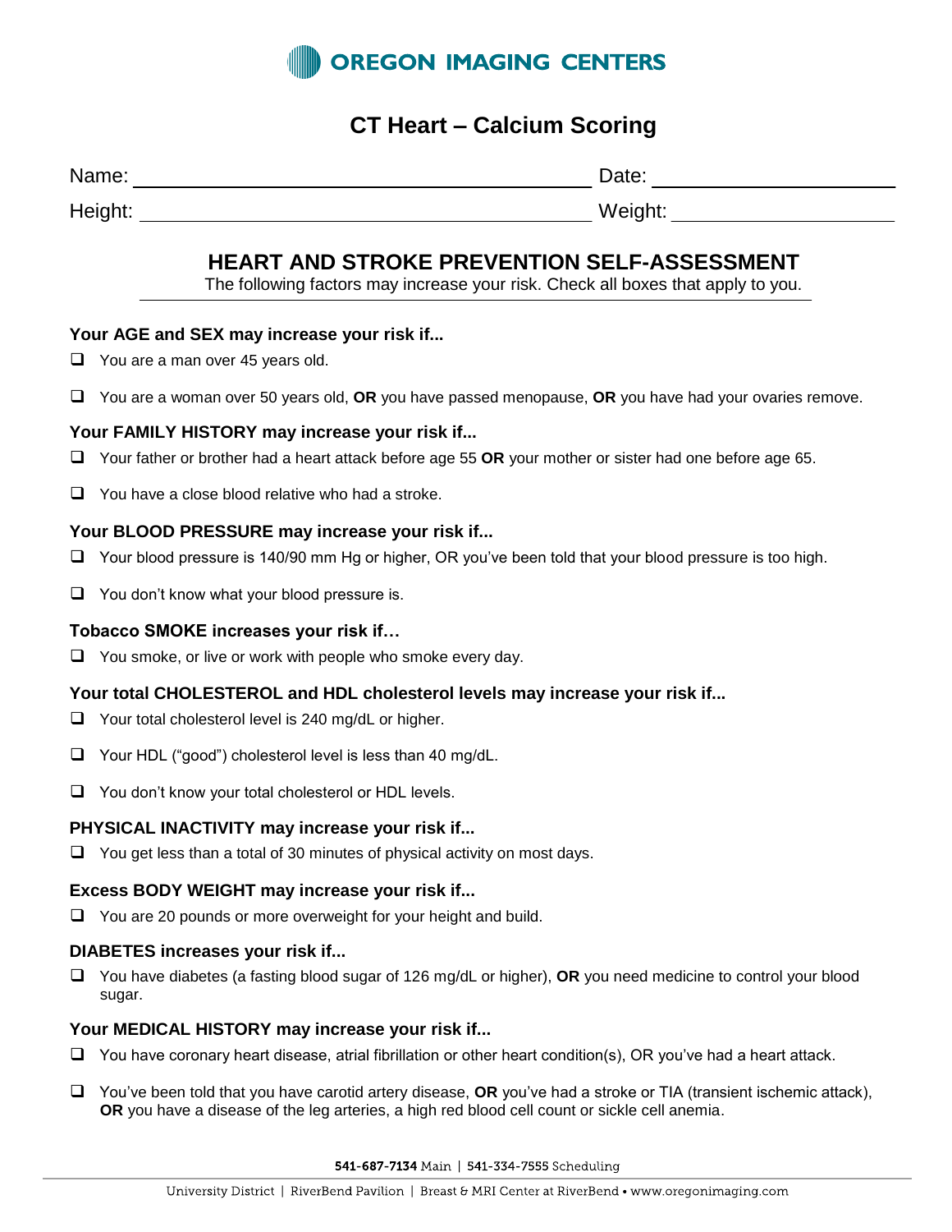**OREGON IMAGING CENTERS**

# CT Heart – Calcium Scoring

Name: ______________________________ Date: ________________

Height: ______________________________ Weight: ________________

## HEART AND STROKE PREVENTION SELF-ASSESSMENT

The following factors may increase your risk. Check all boxes that apply to you.

### Your AGE and SEX may increase your risk if...

- ❑ You are a man over 45 years old.
- ❑ You are a woman over 50 years old, **OR** you have passed menopause, **OR** you have had your ovaries remove.

### Your FAMILY HISTORY may increase your risk if...

- ❑ Your father or brother had a heart attack before age 55 **OR** your mother or sister had one before age 65.
- ❑ You have a close blood relative who had a stroke.

### Your BLOOD PRESSURE may increase your risk if...

- ❑ Your blood pressure is 140/90 mm Hg or higher, OR you've been told that your blood pressure is too high.
- ❑ You don't know what your blood pressure is.

### Tobacco SMOKE increases your risk if…

- ❑ You smoke, or live or work with people who smoke every day.

### Your total CHOLESTEROL and HDL cholesterol levels may increase your risk if...

- ❑ Your total cholesterol level is 240 mg/dL or higher.
- ❑ Your HDL ("good") cholesterol level is less than 40 mg/dL.
- ❑ You don't know your total cholesterol or HDL levels.

### PHYSICAL INACTIVITY may increase your risk if...

- ❑ You get less than a total of 30 minutes of physical activity on most days.

### Excess BODY WEIGHT may increase your risk if...

- ❑ You are 20 pounds or more overweight for your height and build.

### DIABETES increases your risk if...

- ❑ You have diabetes (a fasting blood sugar of 126 mg/dL or higher), **OR** you need medicine to control your blood sugar.

### Your MEDICAL HISTORY may increase your risk if...

- ❑ You have coronary heart disease, atrial fibrillation or other heart condition(s), OR you've had a heart attack.
- ❑ You've been told that you have carotid artery disease, **OR** you've had a stroke or TIA (transient ischemic attack), **OR** you have a disease of the leg arteries, a high red blood cell count or sickle cell anemia.

**541-687-7134** Main | **541-334-7555** Scheduling

University District | RiverBend Pavilion | Breast & MRI Center at RiverBend • www.oregonimaging.com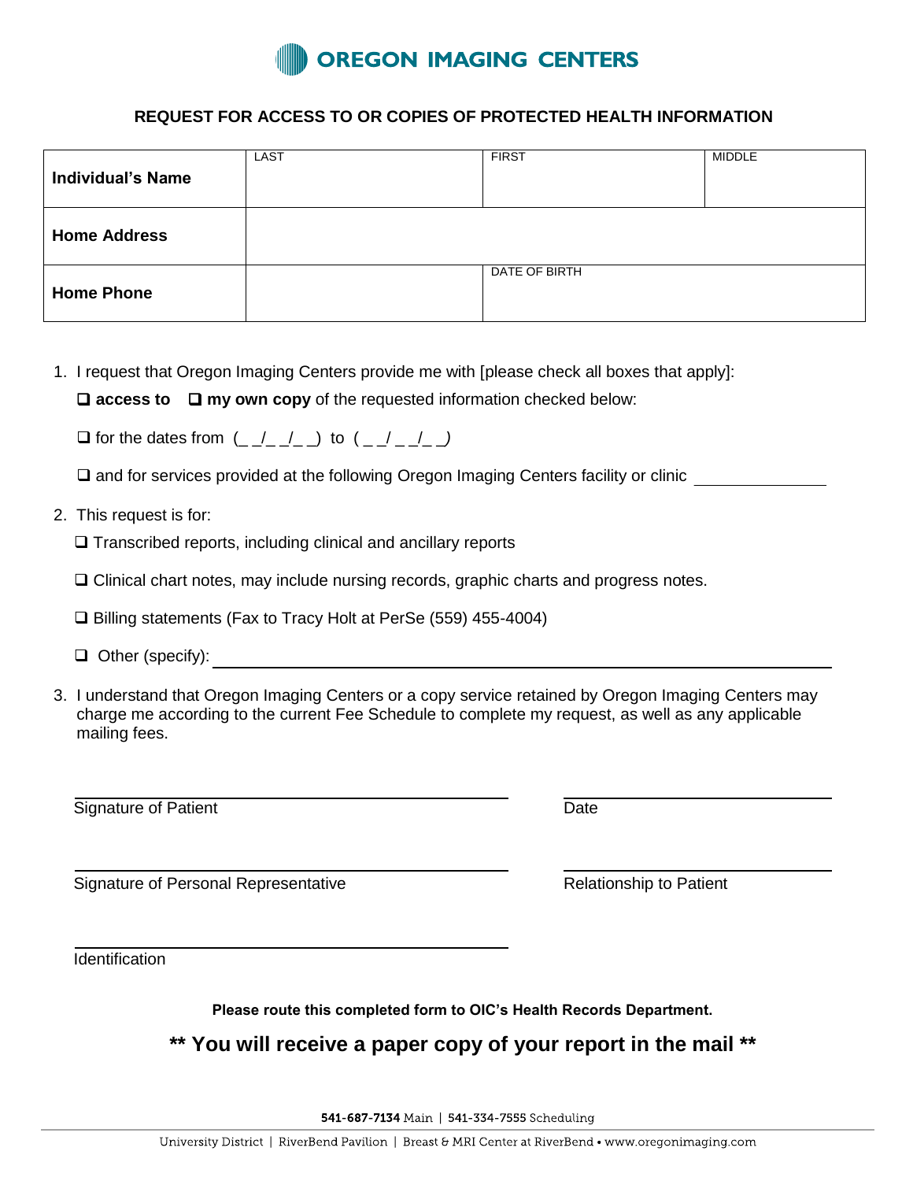# OREGON IMAGING CENTERS

## REQUEST FOR ACCESS TO OR COPIES OF PROTECTED HEALTH INFORMATION

| | | | |
|---|---|---|---|
| **Individual's Name** | LAST | FIRST | MIDDLE |
| **Home Address** | | | |
| **Home Phone** | | DATE OF BIRTH | |

1. I request that Oregon Imaging Centers provide me with [please check all boxes that apply]:

   ❑ **access to** ❑ **my own copy** of the requested information checked below:

   ❑ for the dates from (_ _/_ _/_ _) to ( _ _/ _ _/_ _)

   ❑ and for services provided at the following Oregon Imaging Centers facility or clinic ______________

2. This request is for:

   ❑ Transcribed reports, including clinical and ancillary reports

   ❑ Clinical chart notes, may include nursing records, graphic charts and progress notes.

   ❑ Billing statements (Fax to Tracy Holt at PerSe (559) 455-4004)

   ❑ Other (specify): ________________________________________________

3. I understand that Oregon Imaging Centers or a copy service retained by Oregon Imaging Centers may charge me according to the current Fee Schedule to complete my request, as well as any applicable mailing fees.

______________________________ ______________________________
Signature of Patient Date

______________________________ ______________________________
Signature of Personal Representative Relationship to Patient

______________________________
Identification

**Please route this completed form to OIC's Health Records Department.**

**\*\* You will receive a paper copy of your report in the mail \*\***

**541-687-7134** Main | **541-334-7555** Scheduling

University District | RiverBend Pavilion | Breast & MRI Center at RiverBend • www.oregonimaging.com